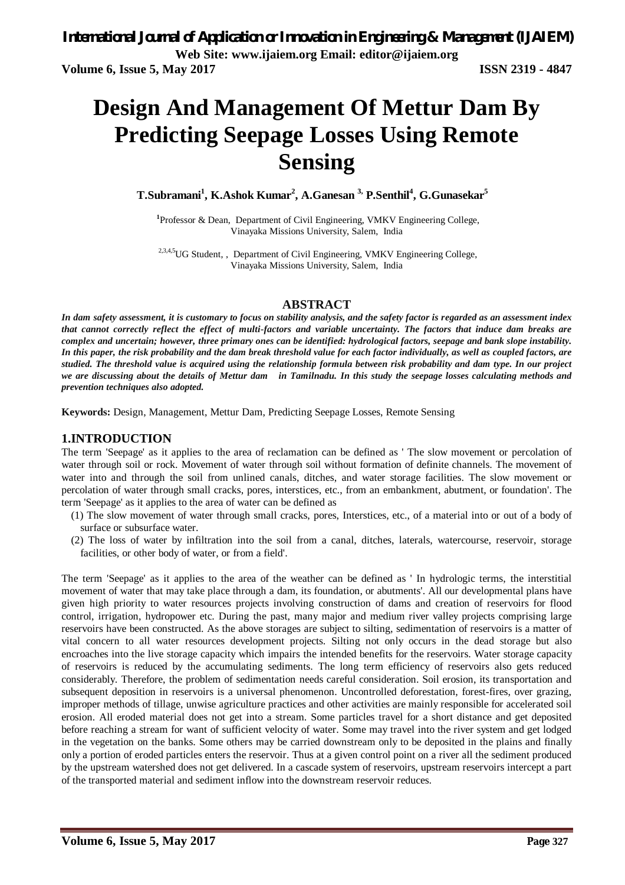# Design And Management Of Mettur Dam By Predicting Seepage Losses Using Remote Sensing

**T.Subramani[1], K.Ashok Kumar[2], A.Ganesan [3], P.Senthil[4], G.Gunasekar[5]**

[1]Professor & Dean, Department of Civil Engineering, VMKV Engineering College, Vinayaka Missions University, Salem, India

[2,3,4,5]UG Student, , Department of Civil Engineering, VMKV Engineering College, Vinayaka Missions University, Salem, India

## ABSTRACT

***In dam safety assessment, it is customary to focus on stability analysis, and the safety factor is regarded as an assessment index that cannot correctly reflect the effect of multi-factors and variable uncertainty. The factors that induce dam breaks are complex and uncertain; however, three primary ones can be identified: hydrological factors, seepage and bank slope instability. In this paper, the risk probability and the dam break threshold value for each factor individually, as well as coupled factors, are studied. The threshold value is acquired using the relationship formula between risk probability and dam type. In our project we are discussing about the details of Mettur dam in Tamilnadu. In this study the seepage losses calculating methods and prevention techniques also adopted.***

**Keywords:** Design, Management, Mettur Dam, Predicting Seepage Losses, Remote Sensing

## 1.INTRODUCTION

The term 'Seepage' as it applies to the area of reclamation can be defined as ' The slow movement or percolation of water through soil or rock. Movement of water through soil without formation of definite channels. The movement of water into and through the soil from unlined canals, ditches, and water storage facilities. The slow movement or percolation of water through small cracks, pores, interstices, etc., from an embankment, abutment, or foundation'. The term 'Seepage' as it applies to the area of water can be defined as

(1) The slow movement of water through small cracks, pores, Interstices, etc., of a material into or out of a body of surface or subsurface water.

(2) The loss of water by infiltration into the soil from a canal, ditches, laterals, watercourse, reservoir, storage facilities, or other body of water, or from a field'.

The term 'Seepage' as it applies to the area of the weather can be defined as ' In hydrologic terms, the interstitial movement of water that may take place through a dam, its foundation, or abutments'. All our developmental plans have given high priority to water resources projects involving construction of dams and creation of reservoirs for flood control, irrigation, hydropower etc. During the past, many major and medium river valley projects comprising large reservoirs have been constructed. As the above storages are subject to silting, sedimentation of reservoirs is a matter of vital concern to all water resources development projects. Silting not only occurs in the dead storage but also encroaches into the live storage capacity which impairs the intended benefits for the reservoirs. Water storage capacity of reservoirs is reduced by the accumulating sediments. The long term efficiency of reservoirs also gets reduced considerably. Therefore, the problem of sedimentation needs careful consideration. Soil erosion, its transportation and subsequent deposition in reservoirs is a universal phenomenon. Uncontrolled deforestation, forest-fires, over grazing, improper methods of tillage, unwise agriculture practices and other activities are mainly responsible for accelerated soil erosion. All eroded material does not get into a stream. Some particles travel for a short distance and get deposited before reaching a stream for want of sufficient velocity of water. Some may travel into the river system and get lodged in the vegetation on the banks. Some others may be carried downstream only to be deposited in the plains and finally only a portion of eroded particles enters the reservoir. Thus at a given control point on a river all the sediment produced by the upstream watershed does not get delivered. In a cascade system of reservoirs, upstream reservoirs intercept a part of the transported material and sediment inflow into the downstream reservoir reduces.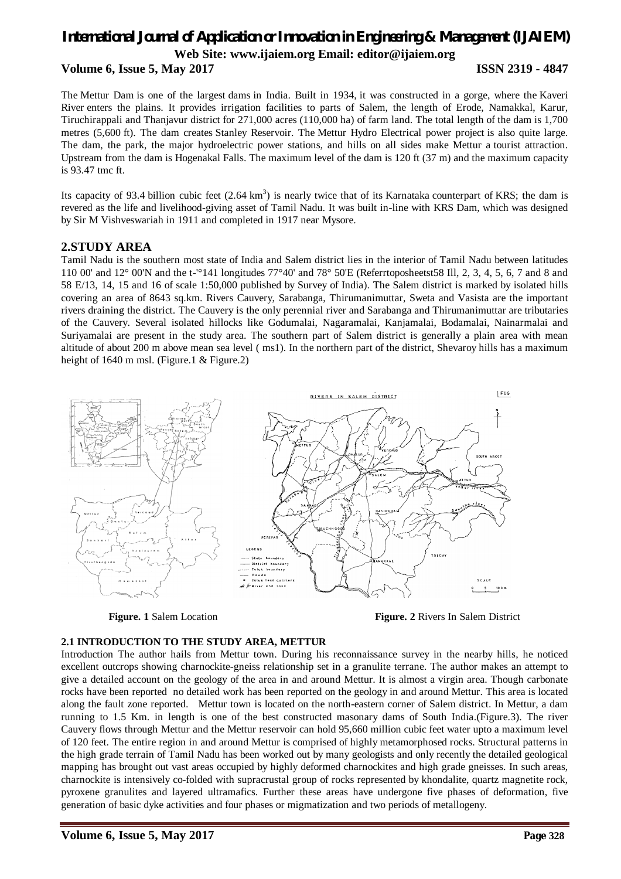The Mettur Dam is one of the largest dams in India. Built in 1934, it was constructed in a gorge, where the Kaveri River enters the plains. It provides irrigation facilities to parts of Salem, the length of Erode, Namakkal, Karur, Tiruchirappali and Thanjavur district for 271,000 acres (110,000 ha) of farm land. The total length of the dam is 1,700 metres (5,600 ft). The dam creates Stanley Reservoir. The Mettur Hydro Electrical power project is also quite large. The dam, the park, the major hydroelectric power stations, and hills on all sides make Mettur a tourist attraction. Upstream from the dam is Hogenakal Falls. The maximum level of the dam is 120 ft (37 m) and the maximum capacity is 93.47 tmc ft.

Its capacity of 93.4 billion cubic feet (2.64 $km^3$) is nearly twice that of its Karnataka counterpart of KRS; the dam is revered as the life and livelihood-giving asset of Tamil Nadu. It was built in-line with KRS Dam, which was designed by Sir M Vishveswariah in 1911 and completed in 1917 near Mysore.

## 2.STUDY AREA

Tamil Nadu is the southern most state of India and Salem district lies in the interior of Tamil Nadu between latitudes 110 00' and 12° 00'N and the t-'°141 longitudes 77°40' and 78° 50'E (Referrtoposheetst58 Ill, 2, 3, 4, 5, 6, 7 and 8 and 58 E/13, 14, 15 and 16 of scale 1:50,000 published by Survey of India). The Salem district is marked by isolated hills covering an area of 8643 sq.km. Rivers Cauvery, Sarabanga, Thirumanimuttar, Sweta and Vasista are the important rivers draining the district. The Cauvery is the only perennial river and Sarabanga and Thirumanimuttar are tributaries of the Cauvery. Several isolated hillocks like Godumalai, Nagaramalai, Kanjamalai, Bodamalai, Nainarmalai and Suriyamalai are present in the study area. The southern part of Salem district is generally a plain area with mean altitude of about 200 m above mean sea level ( ms1). In the northern part of the district, Shevaroy hills has a maximum height of 1640 m msl. (Figure.1 & Figure.2)

**Figure. 1** Salem Location

**Figure. 2** Rivers In Salem District

### 2.1 INTRODUCTION TO THE STUDY AREA, METTUR

Introduction The author hails from Mettur town. During his reconnaissance survey in the nearby hills, he noticed excellent outcrops showing charnockite-gneiss relationship set in a granulite terrane. The author makes an attempt to give a detailed account on the geology of the area in and around Mettur. It is almost a virgin area. Though carbonate rocks have been reported no detailed work has been reported on the geology in and around Mettur. This area is located along the fault zone reported. Mettur town is located on the north-eastern corner of Salem district. In Mettur, a dam running to 1.5 Km. in length is one of the best constructed masonary dams of South India.(Figure.3). The river Cauvery flows through Mettur and the Mettur reservoir can hold 95,660 million cubic feet water upto a maximum level of 120 feet. The entire region in and around Mettur is comprised of highly metamorphosed rocks. Structural patterns in the high grade terrain of Tamil Nadu has been worked out by many geologists and only recently the detailed geological mapping has brought out vast areas occupied by highly deformed charnockites and high grade gneisses. In such areas, charnockite is intensively co-folded with supracrustal group of rocks represented by khondalite, quartz magnetite rock, pyroxene granulites and layered ultramafics. Further these areas have undergone five phases of deformation, five generation of basic dyke activities and four phases or migmatization and two periods of metallogeny.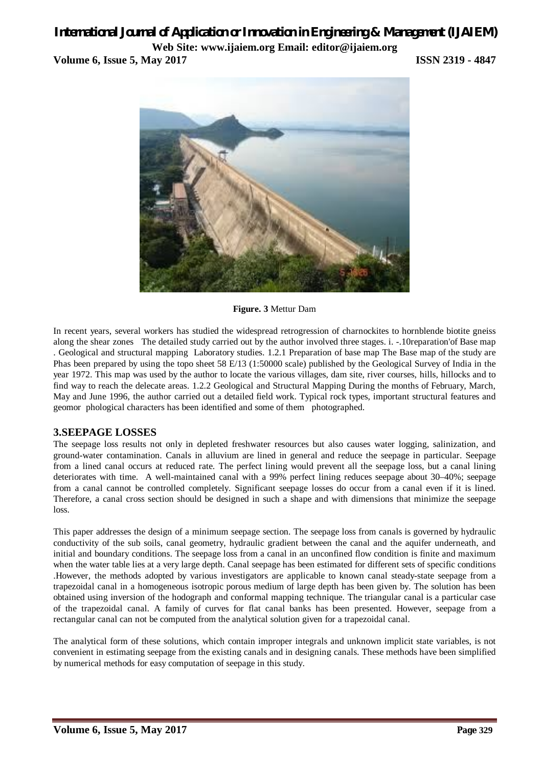**Figure. 3** Mettur Dam

In recent years, several workers has studied the widespread retrogression of charnockites to hornblende biotite gneiss along the shear zones The detailed study carried out by the author involved three stages. i. -.10reparation'of Base map . Geological and structural mapping Laboratory studies. 1.2.1 Preparation of base map The Base map of the study are Phas been prepared by using the topo sheet 58 E/13 (1:50000 scale) published by the Geological Survey of India in the year 1972. This map was used by the author to locate the various villages, dam site, river courses, hills, hillocks and to find way to reach the delecate areas. 1.2.2 Geological and Structural Mapping During the months of February, March, May and June 1996, the author carried out a detailed field work. Typical rock types, important structural features and geomor phological characters has been identified and some of them photographed.

## 3.SEEPAGE LOSSES

The seepage loss results not only in depleted freshwater resources but also causes water logging, salinization, and ground-water contamination. Canals in alluvium are lined in general and reduce the seepage in particular. Seepage from a lined canal occurs at reduced rate. The perfect lining would prevent all the seepage loss, but a canal lining deteriorates with time. A well-maintained canal with a 99% perfect lining reduces seepage about 30–40%; seepage from a canal cannot be controlled completely. Significant seepage losses do occur from a canal even if it is lined. Therefore, a canal cross section should be designed in such a shape and with dimensions that minimize the seepage loss.

This paper addresses the design of a minimum seepage section. The seepage loss from canals is governed by hydraulic conductivity of the sub soils, canal geometry, hydraulic gradient between the canal and the aquifer underneath, and initial and boundary conditions. The seepage loss from a canal in an unconfined flow condition is finite and maximum when the water table lies at a very large depth. Canal seepage has been estimated for different sets of specific conditions .However, the methods adopted by various investigators are applicable to known canal steady-state seepage from a trapezoidal canal in a homogeneous isotropic porous medium of large depth has been given by. The solution has been obtained using inversion of the hodograph and conformal mapping technique. The triangular canal is a particular case of the trapezoidal canal. A family of curves for flat canal banks has been presented. However, seepage from a rectangular canal can not be computed from the analytical solution given for a trapezoidal canal.

The analytical form of these solutions, which contain improper integrals and unknown implicit state variables, is not convenient in estimating seepage from the existing canals and in designing canals. These methods have been simplified by numerical methods for easy computation of seepage in this study.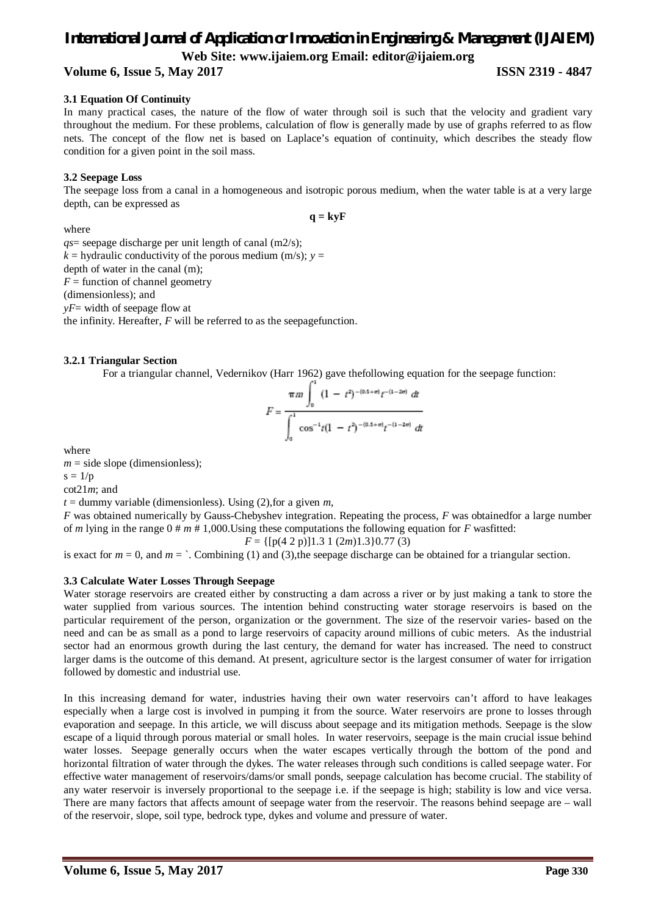### 3.1 Equation Of Continuity

In many practical cases, the nature of the flow of water through soil is such that the velocity and gradient vary throughout the medium. For these problems, calculation of flow is generally made by use of graphs referred to as flow nets. The concept of the flow net is based on Laplace's equation of continuity, which describes the steady flow condition for a given point in the soil mass.

### 3.2 Seepage Loss

The seepage loss from a canal in a homogeneous and isotropic porous medium, when the water table is at a very large depth, can be expressed as

$$\mathbf{q = kyF}$$

where

$q_s$= seepage discharge per unit length of canal (m2/s);
$k$ = hydraulic conductivity of the porous medium (m/s); $y$ =
depth of water in the canal (m);
$F$ = function of channel geometry
(dimensionless); and
$yF$= width of seepage flow at
the infinity. Hereafter, $F$ will be referred to as the seepagefunction.

#### 3.2.1 Triangular Section

For a triangular channel, Vedernikov (Harr 1962) gave thefollowing equation for the seepage function:

$$F = \frac{\pi m \int_0^1 (1 - t^2)^{-(0.5+\sigma)} t^{-(1-2\sigma)}\, dt}{\int_0^1 \cos^{-1} t (1 - t^2)^{-(0.5+\sigma)} t^{-(1-2\sigma)}\, dt}$$

where

$m$ = side slope (dimensionless);
s = 1/p
cot21$m$; and
$t$ = dummy variable (dimensionless). Using (2),for a given $m$,
$F$ was obtained numerically by Gauss-Chebyshev integration. Repeating the process, $F$ was obtainedfor a large number of $m$ lying in the range 0 # $m$ # 1,000.Using these computations the following equation for $F$ wasfitted:

$F$ = {[p(4 2 p)]1.3 1 (2$m$)1.3}0.77 (3)

is exact for $m$ = 0, and $m$ = `. Combining (1) and (3),the seepage discharge can be obtained for a triangular section.

### 3.3 Calculate Water Losses Through Seepage

Water storage reservoirs are created either by constructing a dam across a river or by just making a tank to store the water supplied from various sources. The intention behind constructing water storage reservoirs is based on the particular requirement of the person, organization or the government. The size of the reservoir varies- based on the need and can be as small as a pond to large reservoirs of capacity around millions of cubic meters. As the industrial sector had an enormous growth during the last century, the demand for water has increased. The need to construct larger dams is the outcome of this demand. At present, agriculture sector is the largest consumer of water for irrigation followed by domestic and industrial use.

In this increasing demand for water, industries having their own water reservoirs can't afford to have leakages especially when a large cost is involved in pumping it from the source. Water reservoirs are prone to losses through evaporation and seepage. In this article, we will discuss about seepage and its mitigation methods. Seepage is the slow escape of a liquid through porous material or small holes. In water reservoirs, seepage is the main crucial issue behind water losses. Seepage generally occurs when the water escapes vertically through the bottom of the pond and horizontal filtration of water through the dykes. The water releases through such conditions is called seepage water. For effective water management of reservoirs/dams/or small ponds, seepage calculation has become crucial. The stability of any water reservoir is inversely proportional to the seepage i.e. if the seepage is high; stability is low and vice versa. There are many factors that affects amount of seepage water from the reservoir. The reasons behind seepage are – wall of the reservoir, slope, soil type, bedrock type, dykes and volume and pressure of water.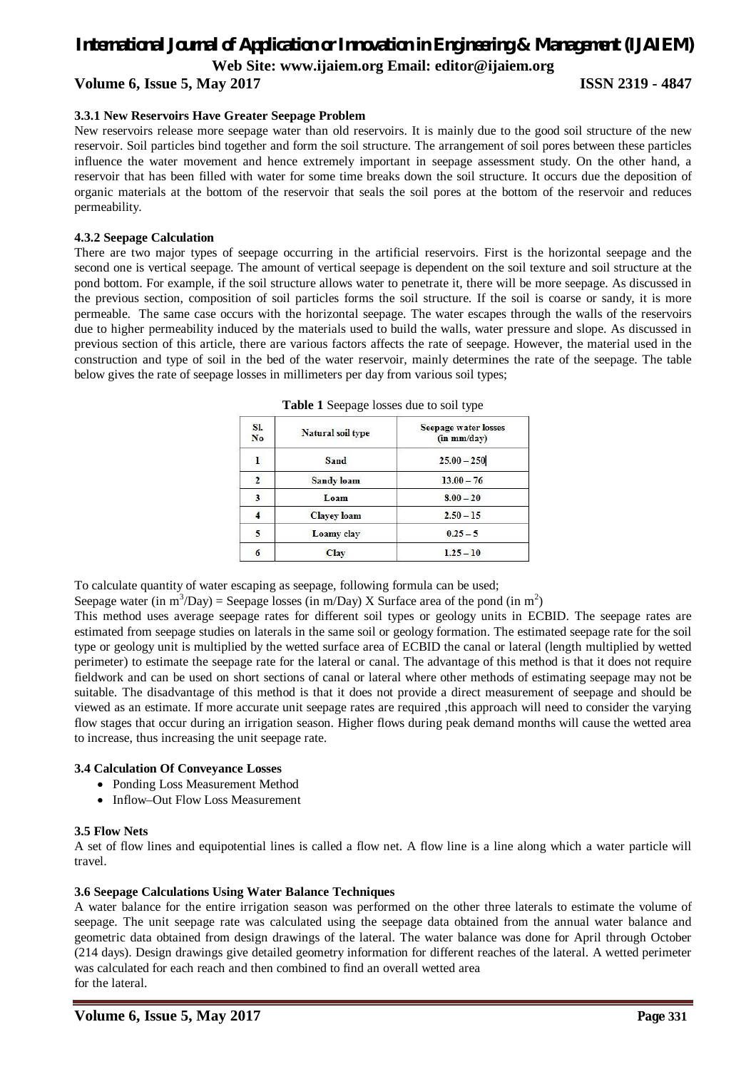### 3.3.1 New Reservoirs Have Greater Seepage Problem

New reservoirs release more seepage water than old reservoirs. It is mainly due to the good soil structure of the new reservoir. Soil particles bind together and form the soil structure. The arrangement of soil pores between these particles influence the water movement and hence extremely important in seepage assessment study. On the other hand, a reservoir that has been filled with water for some time breaks down the soil structure. It occurs due the deposition of organic materials at the bottom of the reservoir that seals the soil pores at the bottom of the reservoir and reduces permeability.

### 4.3.2 Seepage Calculation

There are two major types of seepage occurring in the artificial reservoirs. First is the horizontal seepage and the second one is vertical seepage. The amount of vertical seepage is dependent on the soil texture and soil structure at the pond bottom. For example, if the soil structure allows water to penetrate it, there will be more seepage. As discussed in the previous section, composition of soil particles forms the soil structure. If the soil is coarse or sandy, it is more permeable. The same case occurs with the horizontal seepage. The water escapes through the walls of the reservoirs due to higher permeability induced by the materials used to build the walls, water pressure and slope. As discussed in previous section of this article, there are various factors affects the rate of seepage. However, the material used in the construction and type of soil in the bed of the water reservoir, mainly determines the rate of the seepage. The table below gives the rate of seepage losses in millimeters per day from various soil types;

**Table 1** Seepage losses due to soil type

| Sl. No | Natural soil type | Seepage water losses (in mm/day) |
|---|---|---|
| 1 | Sand | 25.00 – 250 |
| 2 | Sandy loam | 13.00 – 76 |
| 3 | Loam | 8.00 – 20 |
| 4 | Clayey loam | 2.50 – 15 |
| 5 | Loamy clay | 0.25 – 5 |
| 6 | Clay | 1.25 – 10 |

To calculate quantity of water escaping as seepage, following formula can be used;

Seepage water (in $m^3$/Day) = Seepage losses (in m/Day) X Surface area of the pond (in $m^2$)

This method uses average seepage rates for different soil types or geology units in ECBID. The seepage rates are estimated from seepage studies on laterals in the same soil or geology formation. The estimated seepage rate for the soil type or geology unit is multiplied by the wetted surface area of ECBID the canal or lateral (length multiplied by wetted perimeter) to estimate the seepage rate for the lateral or canal. The advantage of this method is that it does not require fieldwork and can be used on short sections of canal or lateral where other methods of estimating seepage may not be suitable. The disadvantage of this method is that it does not provide a direct measurement of seepage and should be viewed as an estimate. If more accurate unit seepage rates are required ,this approach will need to consider the varying flow stages that occur during an irrigation season. Higher flows during peak demand months will cause the wetted area to increase, thus increasing the unit seepage rate.

### 3.4 Calculation Of Conveyance Losses

- Ponding Loss Measurement Method
- Inflow–Out Flow Loss Measurement

### 3.5 Flow Nets

A set of flow lines and equipotential lines is called a flow net. A flow line is a line along which a water particle will travel.

### 3.6 Seepage Calculations Using Water Balance Techniques

A water balance for the entire irrigation season was performed on the other three laterals to estimate the volume of seepage. The unit seepage rate was calculated using the seepage data obtained from the annual water balance and geometric data obtained from design drawings of the lateral. The water balance was done for April through October (214 days). Design drawings give detailed geometry information for different reaches of the lateral. A wetted perimeter was calculated for each reach and then combined to find an overall wetted area for the lateral.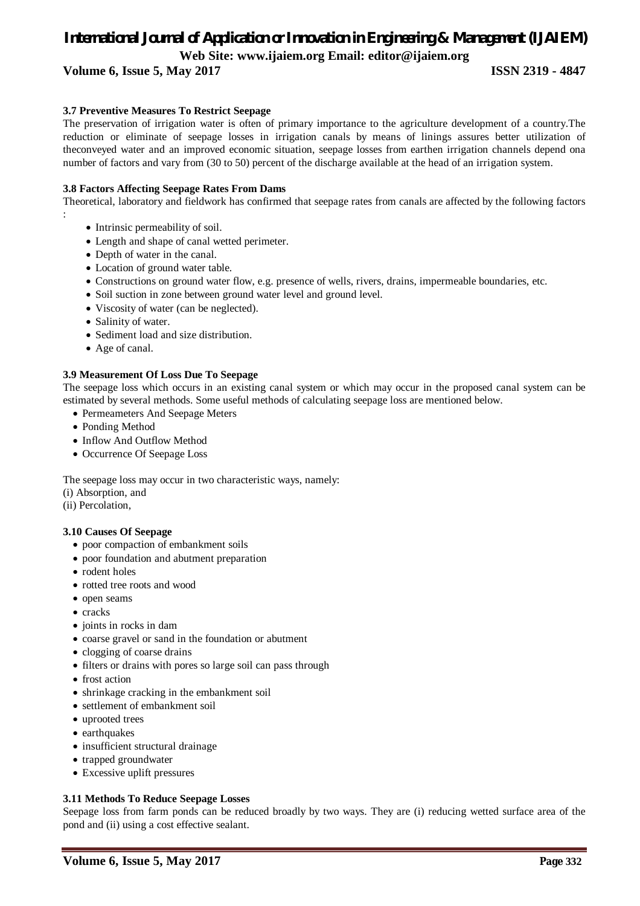### 3.7 Preventive Measures To Restrict Seepage

The preservation of irrigation water is often of primary importance to the agriculture development of a country.The reduction or eliminate of seepage losses in irrigation canals by means of linings assures better utilization of theconveyed water and an improved economic situation, seepage losses from earthen irrigation channels depend ona number of factors and vary from (30 to 50) percent of the discharge available at the head of an irrigation system.

### 3.8 Factors Affecting Seepage Rates From Dams

Theoretical, laboratory and fieldwork has confirmed that seepage rates from canals are affected by the following factors :

- Intrinsic permeability of soil.
- Length and shape of canal wetted perimeter.
- Depth of water in the canal.
- Location of ground water table.
- Constructions on ground water flow, e.g. presence of wells, rivers, drains, impermeable boundaries, etc.
- Soil suction in zone between ground water level and ground level.
- Viscosity of water (can be neglected).
- Salinity of water.
- Sediment load and size distribution.
- Age of canal.

### 3.9 Measurement Of Loss Due To Seepage

The seepage loss which occurs in an existing canal system or which may occur in the proposed canal system can be estimated by several methods. Some useful methods of calculating seepage loss are mentioned below.

- Permeameters And Seepage Meters
- Ponding Method
- Inflow And Outflow Method
- Occurrence Of Seepage Loss

The seepage loss may occur in two characteristic ways, namely:
(i) Absorption, and
(ii) Percolation,

### 3.10 Causes Of Seepage

- poor compaction of embankment soils
- poor foundation and abutment preparation
- rodent holes
- rotted tree roots and wood
- open seams
- cracks
- joints in rocks in dam
- coarse gravel or sand in the foundation or abutment
- clogging of coarse drains
- filters or drains with pores so large soil can pass through
- frost action
- shrinkage cracking in the embankment soil
- settlement of embankment soil
- uprooted trees
- earthquakes
- insufficient structural drainage
- trapped groundwater
- Excessive uplift pressures

### 3.11 Methods To Reduce Seepage Losses

Seepage loss from farm ponds can be reduced broadly by two ways. They are (i) reducing wetted surface area of the pond and (ii) using a cost effective sealant.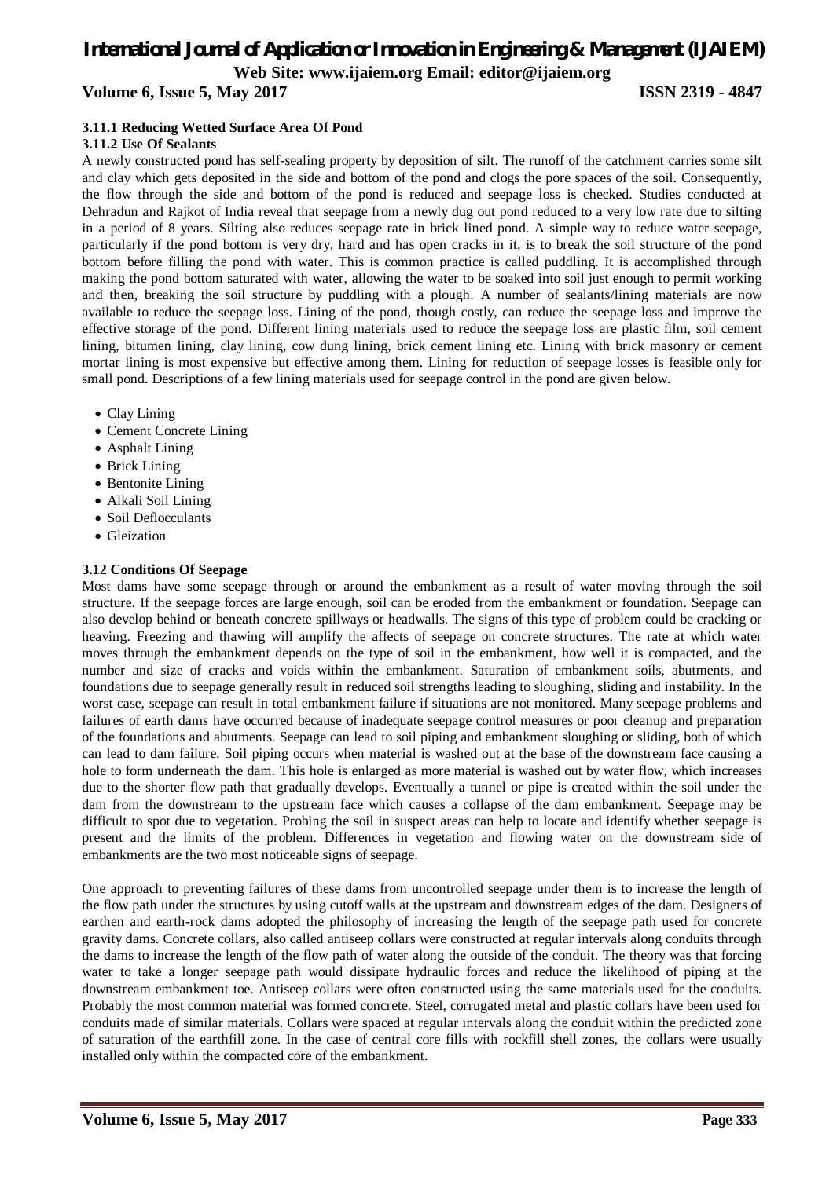#### 3.11.1 Reducing Wetted Surface Area Of Pond

#### 3.11.2 Use Of Sealants

A newly constructed pond has self-sealing property by deposition of silt. The runoff of the catchment carries some silt and clay which gets deposited in the side and bottom of the pond and clogs the pore spaces of the soil. Consequently, the flow through the side and bottom of the pond is reduced and seepage loss is checked. Studies conducted at Dehradun and Rajkot of India reveal that seepage from a newly dug out pond reduced to a very low rate due to silting in a period of 8 years. Silting also reduces seepage rate in brick lined pond. A simple way to reduce water seepage, particularly if the pond bottom is very dry, hard and has open cracks in it, is to break the soil structure of the pond bottom before filling the pond with water. This is common practice is called puddling. It is accomplished through making the pond bottom saturated with water, allowing the water to be soaked into soil just enough to permit working and then, breaking the soil structure by puddling with a plough. A number of sealants/lining materials are now available to reduce the seepage loss. Lining of the pond, though costly, can reduce the seepage loss and improve the effective storage of the pond. Different lining materials used to reduce the seepage loss are plastic film, soil cement lining, bitumen lining, clay lining, cow dung lining, brick cement lining etc. Lining with brick masonry or cement mortar lining is most expensive but effective among them. Lining for reduction of seepage losses is feasible only for small pond. Descriptions of a few lining materials used for seepage control in the pond are given below.

- Clay Lining
- Cement Concrete Lining
- Asphalt Lining
- Brick Lining
- Bentonite Lining
- Alkali Soil Lining
- Soil Deflocculants
- Gleization

### 3.12 Conditions Of Seepage

Most dams have some seepage through or around the embankment as a result of water moving through the soil structure. If the seepage forces are large enough, soil can be eroded from the embankment or foundation. Seepage can also develop behind or beneath concrete spillways or headwalls. The signs of this type of problem could be cracking or heaving. Freezing and thawing will amplify the affects of seepage on concrete structures. The rate at which water moves through the embankment depends on the type of soil in the embankment, how well it is compacted, and the number and size of cracks and voids within the embankment. Saturation of embankment soils, abutments, and foundations due to seepage generally result in reduced soil strengths leading to sloughing, sliding and instability. In the worst case, seepage can result in total embankment failure if situations are not monitored. Many seepage problems and failures of earth dams have occurred because of inadequate seepage control measures or poor cleanup and preparation of the foundations and abutments. Seepage can lead to soil piping and embankment sloughing or sliding, both of which can lead to dam failure. Soil piping occurs when material is washed out at the base of the downstream face causing a hole to form underneath the dam. This hole is enlarged as more material is washed out by water flow, which increases due to the shorter flow path that gradually develops. Eventually a tunnel or pipe is created within the soil under the dam from the downstream to the upstream face which causes a collapse of the dam embankment. Seepage may be difficult to spot due to vegetation. Probing the soil in suspect areas can help to locate and identify whether seepage is present and the limits of the problem. Differences in vegetation and flowing water on the downstream side of embankments are the two most noticeable signs of seepage.

One approach to preventing failures of these dams from uncontrolled seepage under them is to increase the length of the flow path under the structures by using cutoff walls at the upstream and downstream edges of the dam. Designers of earthen and earth-rock dams adopted the philosophy of increasing the length of the seepage path used for concrete gravity dams. Concrete collars, also called antiseep collars were constructed at regular intervals along conduits through the dams to increase the length of the flow path of water along the outside of the conduit. The theory was that forcing water to take a longer seepage path would dissipate hydraulic forces and reduce the likelihood of piping at the downstream embankment toe. Antiseep collars were often constructed using the same materials used for the conduits. Probably the most common material was formed concrete. Steel, corrugated metal and plastic collars have been used for conduits made of similar materials. Collars were spaced at regular intervals along the conduit within the predicted zone of saturation of the earthfill zone. In the case of central core fills with rockfill shell zones, the collars were usually installed only within the compacted core of the embankment.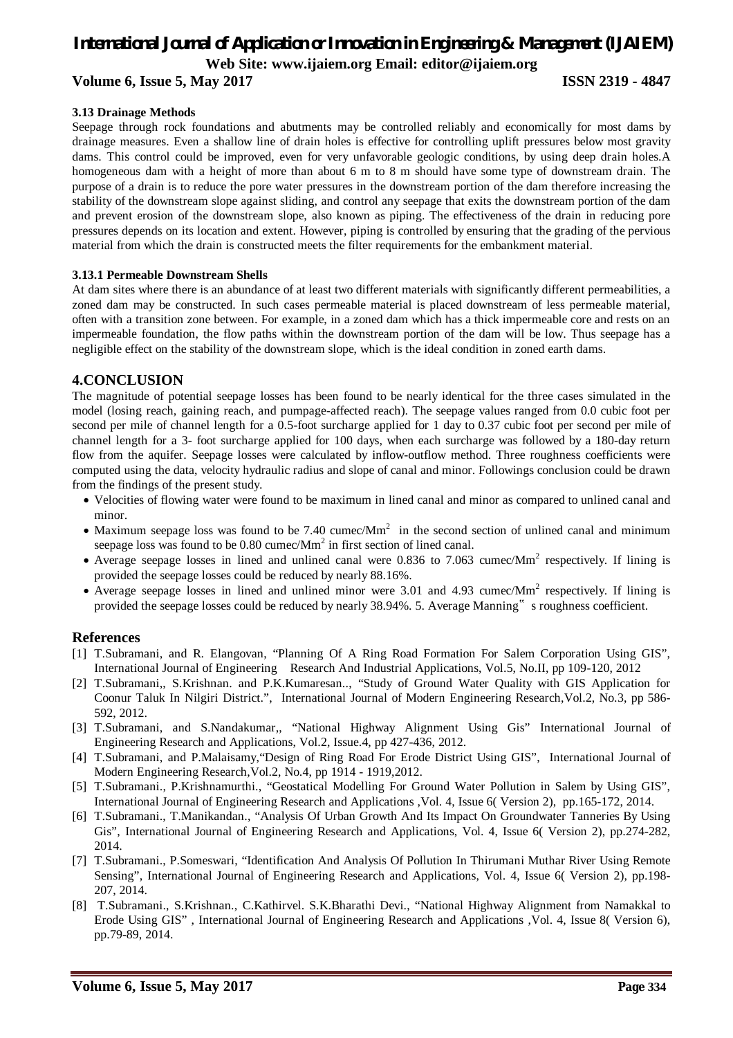### 3.13 Drainage Methods

Seepage through rock foundations and abutments may be controlled reliably and economically for most dams by drainage measures. Even a shallow line of drain holes is effective for controlling uplift pressures below most gravity dams. This control could be improved, even for very unfavorable geologic conditions, by using deep drain holes.A homogeneous dam with a height of more than about 6 m to 8 m should have some type of downstream drain. The purpose of a drain is to reduce the pore water pressures in the downstream portion of the dam therefore increasing the stability of the downstream slope against sliding, and control any seepage that exits the downstream portion of the dam and prevent erosion of the downstream slope, also known as piping. The effectiveness of the drain in reducing pore pressures depends on its location and extent. However, piping is controlled by ensuring that the grading of the pervious material from which the drain is constructed meets the filter requirements for the embankment material.

#### 3.13.1 Permeable Downstream Shells

At dam sites where there is an abundance of at least two different materials with significantly different permeabilities, a zoned dam may be constructed. In such cases permeable material is placed downstream of less permeable material, often with a transition zone between. For example, in a zoned dam which has a thick impermeable core and rests on an impermeable foundation, the flow paths within the downstream portion of the dam will be low. Thus seepage has a negligible effect on the stability of the downstream slope, which is the ideal condition in zoned earth dams.

## 4.CONCLUSION

The magnitude of potential seepage losses has been found to be nearly identical for the three cases simulated in the model (losing reach, gaining reach, and pumpage-affected reach). The seepage values ranged from 0.0 cubic foot per second per mile of channel length for a 0.5-foot surcharge applied for 1 day to 0.37 cubic foot per second per mile of channel length for a 3- foot surcharge applied for 100 days, when each surcharge was followed by a 180-day return flow from the aquifer. Seepage losses were calculated by inflow-outflow method. Three roughness coefficients were computed using the data, velocity hydraulic radius and slope of canal and minor. Followings conclusion could be drawn from the findings of the present study.

- Velocities of flowing water were found to be maximum in lined canal and minor as compared to unlined canal and minor.
- Maximum seepage loss was found to be 7.40 cumec/$Mm^2$ in the second section of unlined canal and minimum seepage loss was found to be 0.80 cumec/$Mm^2$ in first section of lined canal.
- Average seepage losses in lined and unlined canal were 0.836 to 7.063 cumec/$Mm^2$ respectively. If lining is provided the seepage losses could be reduced by nearly 88.16%.
- Average seepage losses in lined and unlined minor were 3.01 and 4.93 cumec/$Mm^2$ respectively. If lining is provided the seepage losses could be reduced by nearly 38.94%. 5. Average Manning" s roughness coefficient.

## References

[1] T.Subramani, and R. Elangovan, "Planning Of A Ring Road Formation For Salem Corporation Using GIS", International Journal of Engineering Research And Industrial Applications, Vol.5, No.II, pp 109-120, 2012

[2] T.Subramani,, S.Krishnan. and P.K.Kumaresan.., "Study of Ground Water Quality with GIS Application for Coonur Taluk In Nilgiri District.", International Journal of Modern Engineering Research,Vol.2, No.3, pp 586-592, 2012.

[3] T.Subramani, and S.Nandakumar,, "National Highway Alignment Using Gis" International Journal of Engineering Research and Applications, Vol.2, Issue.4, pp 427-436, 2012.

[4] T.Subramani, and P.Malaisamy,"Design of Ring Road For Erode District Using GIS", International Journal of Modern Engineering Research,Vol.2, No.4, pp 1914 - 1919,2012.

[5] T.Subramani., P.Krishnamurthi., "Geostatical Modelling For Ground Water Pollution in Salem by Using GIS", International Journal of Engineering Research and Applications ,Vol. 4, Issue 6( Version 2), pp.165-172, 2014.

[6] T.Subramani., T.Manikandan., "Analysis Of Urban Growth And Its Impact On Groundwater Tanneries By Using Gis", International Journal of Engineering Research and Applications, Vol. 4, Issue 6( Version 2), pp.274-282, 2014.

[7] T.Subramani., P.Someswari, "Identification And Analysis Of Pollution In Thirumani Muthar River Using Remote Sensing", International Journal of Engineering Research and Applications, Vol. 4, Issue 6( Version 2), pp.198-207, 2014.

[8] T.Subramani., S.Krishnan., C.Kathirvel. S.K.Bharathi Devi., "National Highway Alignment from Namakkal to Erode Using GIS" , International Journal of Engineering Research and Applications ,Vol. 4, Issue 8( Version 6), pp.79-89, 2014.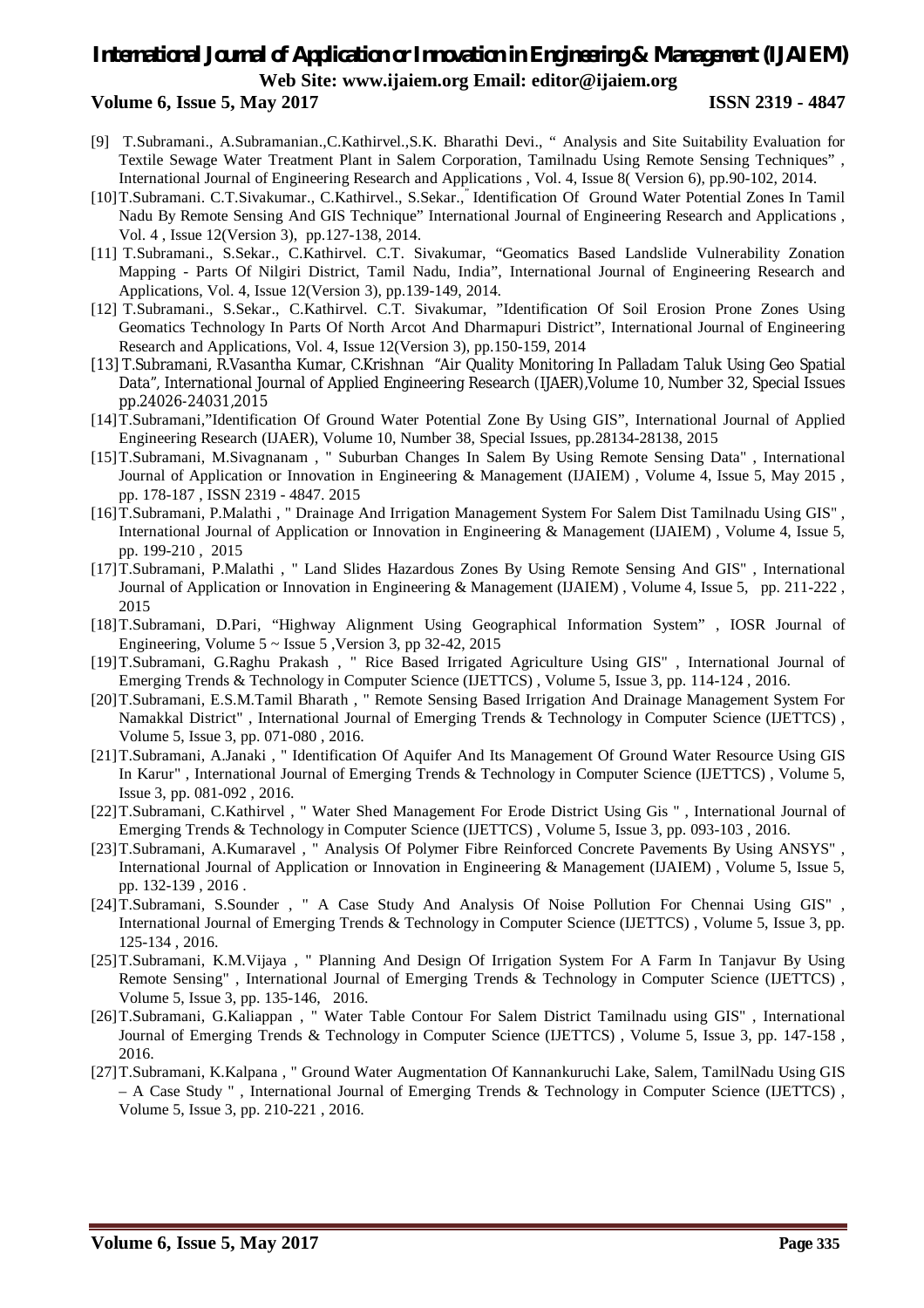[9] T.Subramani., A.Subramanian.,C.Kathirvel.,S.K. Bharathi Devi., " Analysis and Site Suitability Evaluation for Textile Sewage Water Treatment Plant in Salem Corporation, Tamilnadu Using Remote Sensing Techniques" , International Journal of Engineering Research and Applications , Vol. 4, Issue 8( Version 6), pp.90-102, 2014.

[10] T.Subramani. C.T.Sivakumar., C.Kathirvel., S.Sekar.," Identification Of Ground Water Potential Zones In Tamil Nadu By Remote Sensing And GIS Technique" International Journal of Engineering Research and Applications , Vol. 4 , Issue 12(Version 3), pp.127-138, 2014.

[11] T.Subramani., S.Sekar., C.Kathirvel. C.T. Sivakumar, "Geomatics Based Landslide Vulnerability Zonation Mapping - Parts Of Nilgiri District, Tamil Nadu, India", International Journal of Engineering Research and Applications, Vol. 4, Issue 12(Version 3), pp.139-149, 2014.

[12] T.Subramani., S.Sekar., C.Kathirvel. C.T. Sivakumar, "Identification Of Soil Erosion Prone Zones Using Geomatics Technology In Parts Of North Arcot And Dharmapuri District", International Journal of Engineering Research and Applications, Vol. 4, Issue 12(Version 3), pp.150-159, 2014

[13] T.Subramani, R.Vasantha Kumar, C.Krishnan "Air Quality Monitoring In Palladam Taluk Using Geo Spatial Data", International Journal of Applied Engineering Research (IJAER),Volume 10, Number 32, Special Issues pp.24026-24031,2015

[14] T.Subramani,"Identification Of Ground Water Potential Zone By Using GIS", International Journal of Applied Engineering Research (IJAER), Volume 10, Number 38, Special Issues, pp.28134-28138, 2015

[15] T.Subramani, M.Sivagnanam , " Suburban Changes In Salem By Using Remote Sensing Data" , International Journal of Application or Innovation in Engineering & Management (IJAIEM) , Volume 4, Issue 5, May 2015 , pp. 178-187 , ISSN 2319 - 4847. 2015

[16] T.Subramani, P.Malathi , " Drainage And Irrigation Management System For Salem Dist Tamilnadu Using GIS" , International Journal of Application or Innovation in Engineering & Management (IJAIEM) , Volume 4, Issue 5, pp. 199-210 , 2015

[17] T.Subramani, P.Malathi , " Land Slides Hazardous Zones By Using Remote Sensing And GIS" , International Journal of Application or Innovation in Engineering & Management (IJAIEM) , Volume 4, Issue 5, pp. 211-222 , 2015

[18] T.Subramani, D.Pari, "Highway Alignment Using Geographical Information System" , IOSR Journal of Engineering, Volume 5 ~ Issue 5 ,Version 3, pp 32-42, 2015

[19] T.Subramani, G.Raghu Prakash , " Rice Based Irrigated Agriculture Using GIS" , International Journal of Emerging Trends & Technology in Computer Science (IJETTCS) , Volume 5, Issue 3, pp. 114-124 , 2016.

[20] T.Subramani, E.S.M.Tamil Bharath , " Remote Sensing Based Irrigation And Drainage Management System For Namakkal District" , International Journal of Emerging Trends & Technology in Computer Science (IJETTCS) , Volume 5, Issue 3, pp. 071-080 , 2016.

[21] T.Subramani, A.Janaki , " Identification Of Aquifer And Its Management Of Ground Water Resource Using GIS In Karur" , International Journal of Emerging Trends & Technology in Computer Science (IJETTCS) , Volume 5, Issue 3, pp. 081-092 , 2016.

[22] T.Subramani, C.Kathirvel , " Water Shed Management For Erode District Using Gis " , International Journal of Emerging Trends & Technology in Computer Science (IJETTCS) , Volume 5, Issue 3, pp. 093-103 , 2016.

[23] T.Subramani, A.Kumaravel , " Analysis Of Polymer Fibre Reinforced Concrete Pavements By Using ANSYS" , International Journal of Application or Innovation in Engineering & Management (IJAIEM) , Volume 5, Issue 5, pp. 132-139 , 2016 .

[24] T.Subramani, S.Sounder , " A Case Study And Analysis Of Noise Pollution For Chennai Using GIS" , International Journal of Emerging Trends & Technology in Computer Science (IJETTCS) , Volume 5, Issue 3, pp. 125-134 , 2016.

[25] T.Subramani, K.M.Vijaya , " Planning And Design Of Irrigation System For A Farm In Tanjavur By Using Remote Sensing" , International Journal of Emerging Trends & Technology in Computer Science (IJETTCS) , Volume 5, Issue 3, pp. 135-146, 2016.

[26] T.Subramani, G.Kaliappan , " Water Table Contour For Salem District Tamilnadu using GIS" , International Journal of Emerging Trends & Technology in Computer Science (IJETTCS) , Volume 5, Issue 3, pp. 147-158 , 2016.

[27] T.Subramani, K.Kalpana , " Ground Water Augmentation Of Kannankuruchi Lake, Salem, TamilNadu Using GIS – A Case Study " , International Journal of Emerging Trends & Technology in Computer Science (IJETTCS) , Volume 5, Issue 3, pp. 210-221 , 2016.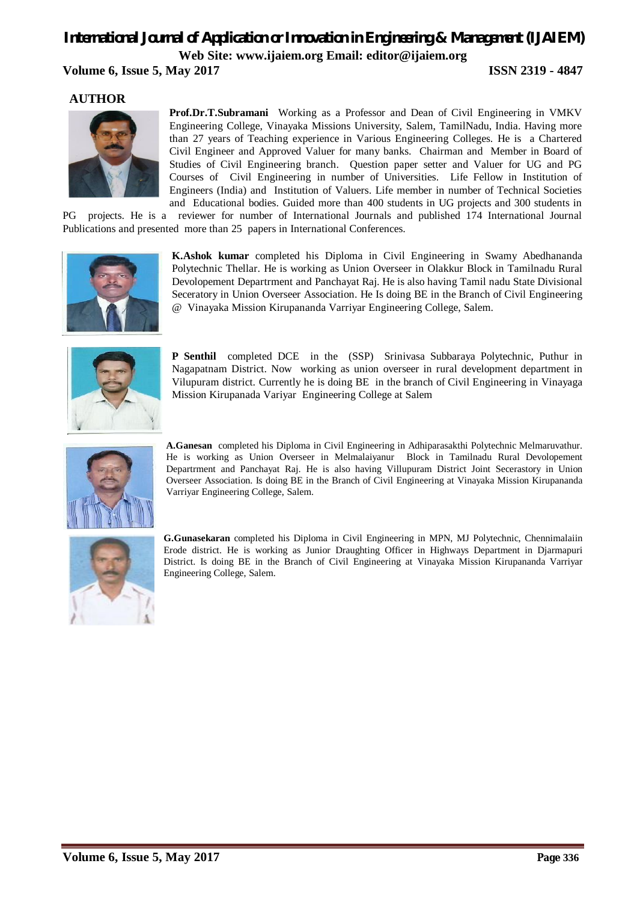## AUTHOR

**Prof.Dr.T.Subramani** Working as a Professor and Dean of Civil Engineering in VMKV Engineering College, Vinayaka Missions University, Salem, TamilNadu, India. Having more than 27 years of Teaching experience in Various Engineering Colleges. He is a Chartered Civil Engineer and Approved Valuer for many banks. Chairman and Member in Board of Studies of Civil Engineering branch. Question paper setter and Valuer for UG and PG Courses of Civil Engineering in number of Universities. Life Fellow in Institution of Engineers (India) and Institution of Valuers. Life member in number of Technical Societies and Educational bodies. Guided more than 400 students in UG projects and 300 students in PG projects. He is a reviewer for number of International Journals and published 174 International Journal Publications and presented more than 25 papers in International Conferences.

**K.Ashok kumar** completed his Diploma in Civil Engineering in Swamy Abedhananda Polytechnic Thellar. He is working as Union Overseer in Olakkur Block in Tamilnadu Rural Devolopement Depatrtment and Panchayat Raj. He is also having Tamil nadu State Divisional Seceratory in Union Overseer Association. He Is doing BE in the Branch of Civil Engineering @ Vinayaka Mission Kirupananda Varriyar Engineering College, Salem.

**P Senthil** completed DCE in the (SSP) Srinivasa Subbaraya Polytechnic, Puthur in Nagapatnam District. Now working as union overseer in rural development department in Vilupuram district. Currently he is doing BE in the branch of Civil Engineering in Vinayaga Mission Kirupanada Variyar Engineering College at Salem

**A.Ganesan** completed his Diploma in Civil Engineering in Adhiparasakthi Polytechnic Melmaruvathur. He is working as Union Overseer in Melmalaiyanur Block in Tamilnadu Rural Devolopement Depatrtment and Panchayat Raj. He is also having Villupuram District Joint Secerastory in Union Overseer Association. Is doing BE in the Branch of Civil Engineering at Vinayaka Mission Kirupananda Varriyar Engineering College, Salem.

**G.Gunasekaran** completed his Diploma in Civil Engineering in MPN, MJ Polytechnic, Chennimalaiin Erode district. He is working as Junior Draughting Officer in Highways Department in Djarmapuri District. Is doing BE in the Branch of Civil Engineering at Vinayaka Mission Kirupananda Varriyar Engineering College, Salem.